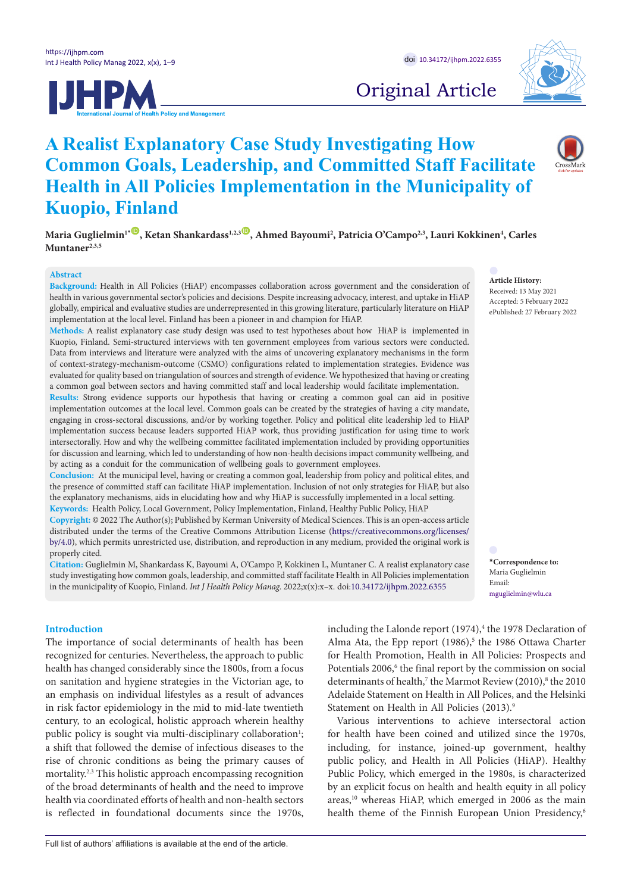Original Article

# A Realist Explanatory Case Study Investigating How Common Goals, Leadership, and Committed Staff Facilitate Health in All Policies Implementation in the Municipality of Kuopio, Finland

**Maria Guglielmin[1*], Ketan Shankardass[1,2,3], Ahmed Bayoumi[2], Patricia O'Campo[2,3], Lauri Kokkinen[4], Carles Muntaner[2,3,5]**

## Abstract

**Background:** Health in All Policies (HiAP) encompasses collaboration across government and the consideration of health in various governmental sector's policies and decisions. Despite increasing advocacy, interest, and uptake in HiAP globally, empirical and evaluative studies are underrepresented in this growing literature, particularly literature on HiAP implementation at the local level. Finland has been a pioneer in and champion for HiAP.

**Methods:** A realist explanatory case study design was used to test hypotheses about how HiAP is implemented in Kuopio, Finland. Semi-structured interviews with ten government employees from various sectors were conducted. Data from interviews and literature were analyzed with the aims of uncovering explanatory mechanisms in the form of context-strategy-mechanism-outcome (CSMO) configurations related to implementation strategies. Evidence was evaluated for quality based on triangulation of sources and strength of evidence. We hypothesized that having or creating a common goal between sectors and having committed staff and local leadership would facilitate implementation.

**Results:** Strong evidence supports our hypothesis that having or creating a common goal can aid in positive implementation outcomes at the local level. Common goals can be created by the strategies of having a city mandate, engaging in cross-sectoral discussions, and/or by working together. Policy and political elite leadership led to HiAP implementation success because leaders supported HiAP work, thus providing justification for using time to work intersectorally. How and why the wellbeing committee facilitated implementation included by providing opportunities for discussion and learning, which led to understanding of how non-health decisions impact community wellbeing, and by acting as a conduit for the communication of wellbeing goals to government employees.

**Conclusion:** At the municipal level, having or creating a common goal, leadership from policy and political elites, and the presence of committed staff can facilitate HiAP implementation. Inclusion of not only strategies for HiAP, but also the explanatory mechanisms, aids in elucidating how and why HiAP is successfully implemented in a local setting.

**Keywords:** Health Policy, Local Government, Policy Implementation, Finland, Healthy Public Policy, HiAP

**Copyright:** © 2022 The Author(s); Published by Kerman University of Medical Sciences. This is an open-access article distributed under the terms of the Creative Commons Attribution License (https://creativecommons.org/licenses/by/4.0), which permits unrestricted use, distribution, and reproduction in any medium, provided the original work is properly cited.

**Citation:** Guglielmin M, Shankardass K, Bayoumi A, O'Campo P, Kokkinen L, Muntaner C. A realist explanatory case study investigating how common goals, leadership, and committed staff facilitate Health in All Policies implementation in the municipality of Kuopio, Finland. *Int J Health Policy Manag.* 2022;x(x):x–x. doi:10.34172/ijhpm.2022.6355

**Article History:**
Received: 13 May 2021
Accepted: 5 February 2022
ePublished: 27 February 2022

**\*Correspondence to:**
Maria Guglielmin
Email: mguglielmin@wlu.ca

## Introduction

The importance of social determinants of health has been recognized for centuries. Nevertheless, the approach to public health has changed considerably since the 1800s, from a focus on sanitation and hygiene strategies in the Victorian age, to an emphasis on individual lifestyles as a result of advances in risk factor epidemiology in the mid to mid-late twentieth century, to an ecological, holistic approach wherein healthy public policy is sought via multi-disciplinary collaboration[1]; a shift that followed the demise of infectious diseases to the rise of chronic conditions as being the primary causes of mortality.[2,3] This holistic approach encompassing recognition of the broad determinants of health and the need to improve health via coordinated efforts of health and non-health sectors is reflected in foundational documents since the 1970s, including the Lalonde report (1974),[4] the 1978 Declaration of Alma Ata, the Epp report (1986),[5] the 1986 Ottawa Charter for Health Promotion, Health in All Policies: Prospects and Potentials 2006,[6] the final report by the commission on social determinants of health,[7] the Marmot Review (2010),[8] the 2010 Adelaide Statement on Health in All Polices, and the Helsinki Statement on Health in All Policies (2013).[9]

Various interventions to achieve intersectoral action for health have been coined and utilized since the 1970s, including, for instance, joined-up government, healthy public policy, and Health in All Policies (HiAP). Healthy Public Policy, which emerged in the 1980s, is characterized by an explicit focus on health and health equity in all policy areas,[10] whereas HiAP, which emerged in 2006 as the main health theme of the Finnish European Union Presidency,[6]

Full list of authors' affiliations is available at the end of the article.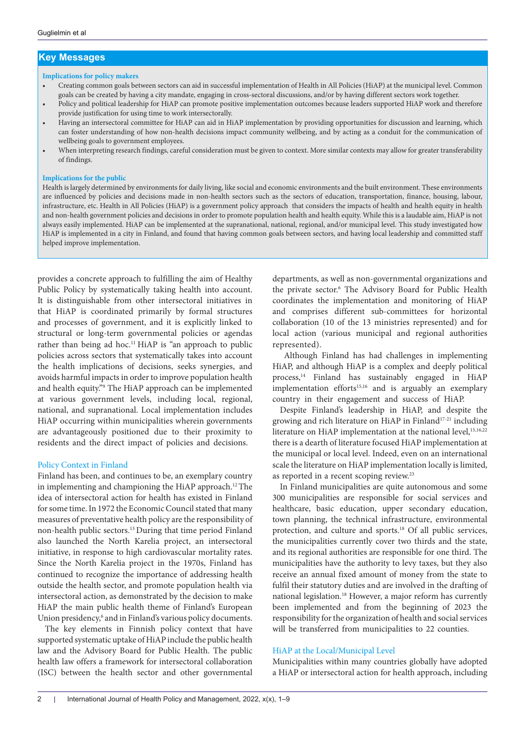## Key Messages

**Implications for policy makers**

- Creating common goals between sectors can aid in successful implementation of Health in All Policies (HiAP) at the municipal level. Common goals can be created by having a city mandate, engaging in cross-sectoral discussions, and/or by having different sectors work together.
- Policy and political leadership for HiAP can promote positive implementation outcomes because leaders supported HiAP work and therefore provide justification for using time to work intersectorally.
- Having an intersectoral committee for HiAP can aid in HiAP implementation by providing opportunities for discussion and learning, which can foster understanding of how non-health decisions impact community wellbeing, and by acting as a conduit for the communication of wellbeing goals to government employees.
- When interpreting research findings, careful consideration must be given to context. More similar contexts may allow for greater transferability of findings.

**Implications for the public**

Health is largely determined by environments for daily living, like social and economic environments and the built environment. These environments are influenced by policies and decisions made in non-health sectors such as the sectors of education, transportation, finance, housing, labour, infrastructure, etc. Health in All Policies (HiAP) is a government policy approach that considers the impacts of health and health equity in health and non-health government policies and decisions in order to promote population health and health equity. While this is a laudable aim, HiAP is not always easily implemented. HiAP can be implemented at the supranational, national, regional, and/or municipal level. This study investigated how HiAP is implemented in a city in Finland, and found that having common goals between sectors, and having local leadership and committed staff helped improve implementation.

provides a concrete approach to fulfilling the aim of Healthy Public Policy by systematically taking health into account. It is distinguishable from other intersectoral initiatives in that HiAP is coordinated primarily by formal structures and processes of government, and it is explicitly linked to structural or long-term governmental policies or agendas rather than being ad hoc.[11] HiAP is "an approach to public policies across sectors that systematically takes into account the health implications of decisions, seeks synergies, and avoids harmful impacts in order to improve population health and health equity."[9] The HiAP approach can be implemented at various government levels, including local, regional, national, and supranational. Local implementation includes HiAP occurring within municipalities wherein governments are advantageously positioned due to their proximity to residents and the direct impact of policies and decisions.

### Policy Context in Finland

Finland has been, and continues to be, an exemplary country in implementing and championing the HiAP approach.[12] The idea of intersectoral action for health has existed in Finland for some time. In 1972 the Economic Council stated that many measures of preventative health policy are the responsibility of non-health public sectors.[13] During that time period Finland also launched the North Karelia project, an intersectoral initiative, in response to high cardiovascular mortality rates. Since the North Karelia project in the 1970s, Finland has continued to recognize the importance of addressing health outside the health sector, and promote population health via intersectoral action, as demonstrated by the decision to make HiAP the main public health theme of Finland's European Union presidency,[6] and in Finland's various policy documents.

The key elements in Finnish policy context that have supported systematic uptake of HiAP include the public health law and the Advisory Board for Public Health. The public health law offers a framework for intersectoral collaboration (ISC) between the health sector and other governmental departments, as well as non-governmental organizations and the private sector.[6] The Advisory Board for Public Health coordinates the implementation and monitoring of HiAP and comprises different sub-committees for horizontal collaboration (10 of the 13 ministries represented) and for local action (various municipal and regional authorities represented).

Although Finland has had challenges in implementing HiAP, and although HiAP is a complex and deeply political process,[14] Finland has sustainably engaged in HiAP implementation efforts[15,16] and is arguably an exemplary country in their engagement and success of HiAP.

Despite Finland's leadership in HiAP, and despite the growing and rich literature on HiAP in Finland[17-21] including literature on HiAP implementation at the national level,[15,16,22] there is a dearth of literature focused HiAP implementation at the municipal or local level. Indeed, even on an international scale the literature on HiAP implementation locally is limited, as reported in a recent scoping review.[23]

In Finland municipalities are quite autonomous and some 300 municipalities are responsible for social services and healthcare, basic education, upper secondary education, town planning, the technical infrastructure, environmental protection, and culture and sports.[18] Of all public services, the municipalities currently cover two thirds and the state, and its regional authorities are responsible for one third. The municipalities have the authority to levy taxes, but they also receive an annual fixed amount of money from the state to fulfil their statutory duties and are involved in the drafting of national legislation.[18] However, a major reform has currently been implemented and from the beginning of 2023 the responsibility for the organization of health and social services will be transferred from municipalities to 22 counties.

### HiAP at the Local/Municipal Level

Municipalities within many countries globally have adopted a HiAP or intersectoral action for health approach, including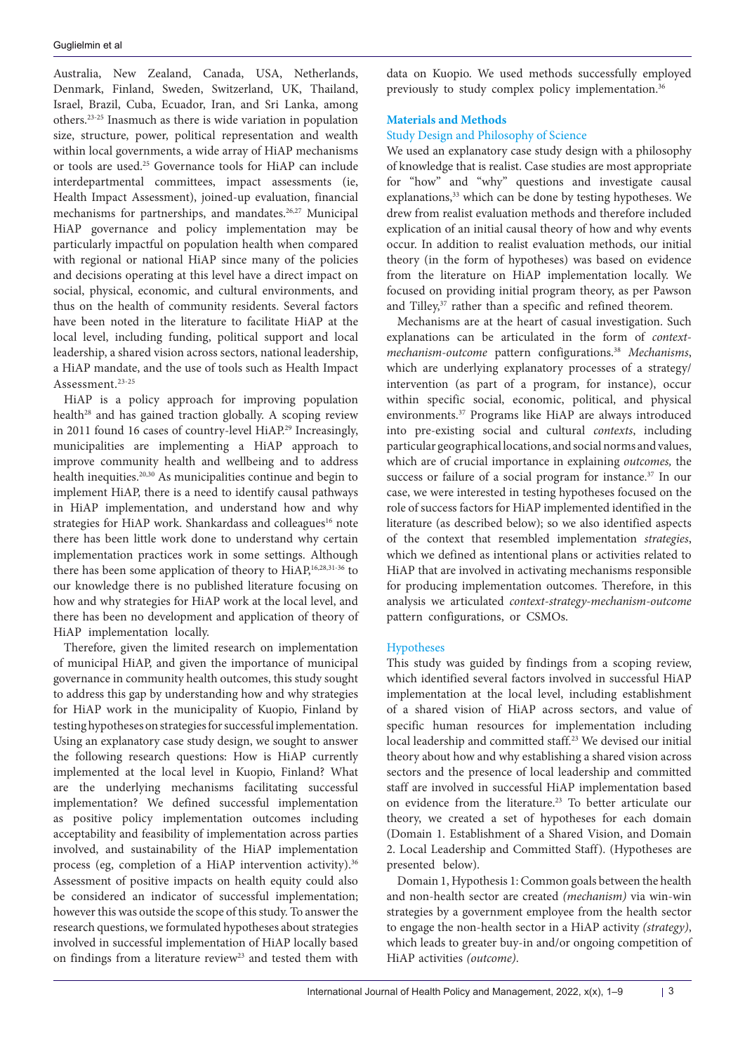Australia, New Zealand, Canada, USA, Netherlands, Denmark, Finland, Sweden, Switzerland, UK, Thailand, Israel, Brazil, Cuba, Ecuador, Iran, and Sri Lanka, among others.[23-25] Inasmuch as there is wide variation in population size, structure, power, political representation and wealth within local governments, a wide array of HiAP mechanisms or tools are used.[25] Governance tools for HiAP can include interdepartmental committees, impact assessments (ie, Health Impact Assessment), joined-up evaluation, financial mechanisms for partnerships, and mandates.[26,27] Municipal HiAP governance and policy implementation may be particularly impactful on population health when compared with regional or national HiAP since many of the policies and decisions operating at this level have a direct impact on social, physical, economic, and cultural environments, and thus on the health of community residents. Several factors have been noted in the literature to facilitate HiAP at the local level, including funding, political support and local leadership, a shared vision across sectors, national leadership, a HiAP mandate, and the use of tools such as Health Impact Assessment.[23-25]

HiAP is a policy approach for improving population health[28] and has gained traction globally. A scoping review in 2011 found 16 cases of country-level HiAP.[29] Increasingly, municipalities are implementing a HiAP approach to improve community health and wellbeing and to address health inequities.[20,30] As municipalities continue and begin to implement HiAP, there is a need to identify causal pathways in HiAP implementation, and understand how and why strategies for HiAP work. Shankardass and colleagues[16] note there has been little work done to understand why certain implementation practices work in some settings. Although there has been some application of theory to HiAP,[16,28,31-36] to our knowledge there is no published literature focusing on how and why strategies for HiAP work at the local level, and there has been no development and application of theory of HiAP implementation locally.

Therefore, given the limited research on implementation of municipal HiAP, and given the importance of municipal governance in community health outcomes, this study sought to address this gap by understanding how and why strategies for HiAP work in the municipality of Kuopio, Finland by testing hypotheses on strategies for successful implementation. Using an explanatory case study design, we sought to answer the following research questions: How is HiAP currently implemented at the local level in Kuopio, Finland? What are the underlying mechanisms facilitating successful implementation? We defined successful implementation as positive policy implementation outcomes including acceptability and feasibility of implementation across parties involved, and sustainability of the HiAP implementation process (eg, completion of a HiAP intervention activity).[36] Assessment of positive impacts on health equity could also be considered an indicator of successful implementation; however this was outside the scope of this study. To answer the research questions, we formulated hypotheses about strategies involved in successful implementation of HiAP locally based on findings from a literature review[23] and tested them with data on Kuopio. We used methods successfully employed previously to study complex policy implementation.[36]

## Materials and Methods

### Study Design and Philosophy of Science

We used an explanatory case study design with a philosophy of knowledge that is realist. Case studies are most appropriate for "how" and "why" questions and investigate causal explanations,[33] which can be done by testing hypotheses. We drew from realist evaluation methods and therefore included explication of an initial causal theory of how and why events occur. In addition to realist evaluation methods, our initial theory (in the form of hypotheses) was based on evidence from the literature on HiAP implementation locally. We focused on providing initial program theory, as per Pawson and Tilley,[37] rather than a specific and refined theorem.

Mechanisms are at the heart of casual investigation. Such explanations can be articulated in the form of *context-mechanism-outcome* pattern configurations.[38] *Mechanisms*, which are underlying explanatory processes of a strategy/intervention (as part of a program, for instance), occur within specific social, economic, political, and physical environments.[37] Programs like HiAP are always introduced into pre-existing social and cultural *contexts*, including particular geographical locations, and social norms and values, which are of crucial importance in explaining *outcomes,* the success or failure of a social program for instance.[37] In our case, we were interested in testing hypotheses focused on the role of success factors for HiAP implemented identified in the literature (as described below); so we also identified aspects of the context that resembled implementation *strategies*, which we defined as intentional plans or activities related to HiAP that are involved in activating mechanisms responsible for producing implementation outcomes. Therefore, in this analysis we articulated *context-strategy-mechanism-outcome* pattern configurations, or CSMOs.

### Hypotheses

This study was guided by findings from a scoping review, which identified several factors involved in successful HiAP implementation at the local level, including establishment of a shared vision of HiAP across sectors, and value of specific human resources for implementation including local leadership and committed staff.[23] We devised our initial theory about how and why establishing a shared vision across sectors and the presence of local leadership and committed staff are involved in successful HiAP implementation based on evidence from the literature.[23] To better articulate our theory, we created a set of hypotheses for each domain (Domain 1. Establishment of a Shared Vision, and Domain 2. Local Leadership and Committed Staff). (Hypotheses are presented below).

Domain 1, Hypothesis 1: Common goals between the health and non-health sector are created *(mechanism)* via win-win strategies by a government employee from the health sector to engage the non-health sector in a HiAP activity *(strategy)*, which leads to greater buy-in and/or ongoing competition of HiAP activities *(outcome)*.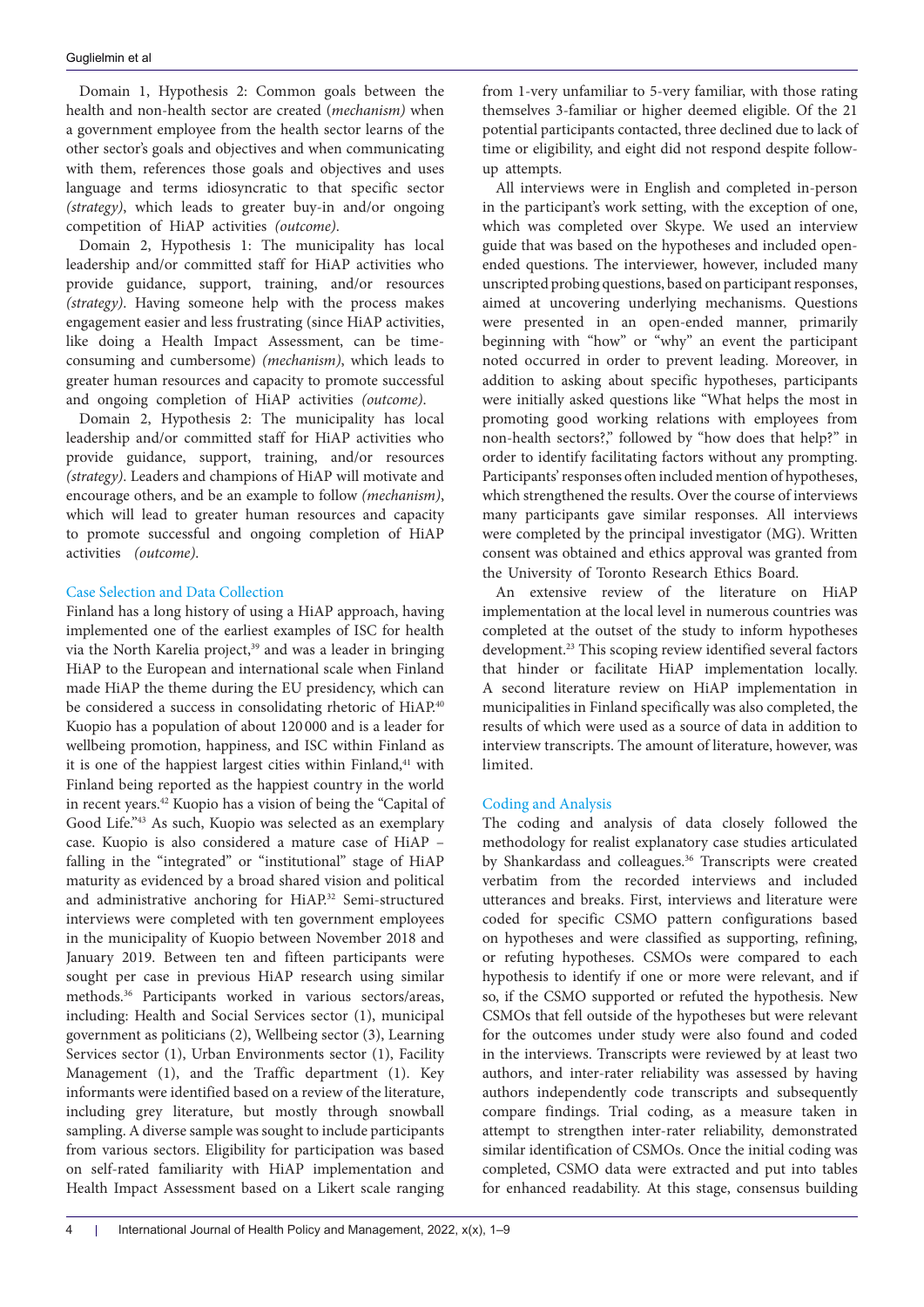Domain 1, Hypothesis 2: Common goals between the health and non-health sector are created (*mechanism)* when a government employee from the health sector learns of the other sector's goals and objectives and when communicating with them, references those goals and objectives and uses language and terms idiosyncratic to that specific sector *(strategy)*, which leads to greater buy-in and/or ongoing competition of HiAP activities *(outcome)*.

Domain 2, Hypothesis 1: The municipality has local leadership and/or committed staff for HiAP activities who provide guidance, support, training, and/or resources *(strategy)*. Having someone help with the process makes engagement easier and less frustrating (since HiAP activities, like doing a Health Impact Assessment, can be time-consuming and cumbersome) *(mechanism)*, which leads to greater human resources and capacity to promote successful and ongoing completion of HiAP activities *(outcome)*.

Domain 2, Hypothesis 2: The municipality has local leadership and/or committed staff for HiAP activities who provide guidance, support, training, and/or resources *(strategy)*. Leaders and champions of HiAP will motivate and encourage others, and be an example to follow *(mechanism)*, which will lead to greater human resources and capacity to promote successful and ongoing completion of HiAP activities *(outcome)*.

### Case Selection and Data Collection

Finland has a long history of using a HiAP approach, having implemented one of the earliest examples of ISC for health via the North Karelia project,[39] and was a leader in bringing HiAP to the European and international scale when Finland made HiAP the theme during the EU presidency, which can be considered a success in consolidating rhetoric of HiAP.[40] Kuopio has a population of about 120 000 and is a leader for wellbeing promotion, happiness, and ISC within Finland as it is one of the happiest largest cities within Finland,[41] with Finland being reported as the happiest country in the world in recent years.[42] Kuopio has a vision of being the "Capital of Good Life."[43] As such, Kuopio was selected as an exemplary case. Kuopio is also considered a mature case of HiAP – falling in the "integrated" or "institutional" stage of HiAP maturity as evidenced by a broad shared vision and political and administrative anchoring for HiAP.[32] Semi-structured interviews were completed with ten government employees in the municipality of Kuopio between November 2018 and January 2019. Between ten and fifteen participants were sought per case in previous HiAP research using similar methods.[36] Participants worked in various sectors/areas, including: Health and Social Services sector (1), municipal government as politicians (2), Wellbeing sector (3), Learning Services sector (1), Urban Environments sector (1), Facility Management (1), and the Traffic department (1). Key informants were identified based on a review of the literature, including grey literature, but mostly through snowball sampling. A diverse sample was sought to include participants from various sectors. Eligibility for participation was based on self-rated familiarity with HiAP implementation and Health Impact Assessment based on a Likert scale ranging from 1-very unfamiliar to 5-very familiar, with those rating themselves 3-familiar or higher deemed eligible. Of the 21 potential participants contacted, three declined due to lack of time or eligibility, and eight did not respond despite follow-up attempts.

All interviews were in English and completed in-person in the participant's work setting, with the exception of one, which was completed over Skype. We used an interview guide that was based on the hypotheses and included open-ended questions. The interviewer, however, included many unscripted probing questions, based on participant responses, aimed at uncovering underlying mechanisms. Questions were presented in an open-ended manner, primarily beginning with "how" or "why" an event the participant noted occurred in order to prevent leading. Moreover, in addition to asking about specific hypotheses, participants were initially asked questions like "What helps the most in promoting good working relations with employees from non-health sectors?," followed by "how does that help?" in order to identify facilitating factors without any prompting. Participants' responses often included mention of hypotheses, which strengthened the results. Over the course of interviews many participants gave similar responses. All interviews were completed by the principal investigator (MG). Written consent was obtained and ethics approval was granted from the University of Toronto Research Ethics Board.

An extensive review of the literature on HiAP implementation at the local level in numerous countries was completed at the outset of the study to inform hypotheses development.[23] This scoping review identified several factors that hinder or facilitate HiAP implementation locally. A second literature review on HiAP implementation in municipalities in Finland specifically was also completed, the results of which were used as a source of data in addition to interview transcripts. The amount of literature, however, was limited.

### Coding and Analysis

The coding and analysis of data closely followed the methodology for realist explanatory case studies articulated by Shankardass and colleagues.[36] Transcripts were created verbatim from the recorded interviews and included utterances and breaks. First, interviews and literature were coded for specific CSMO pattern configurations based on hypotheses and were classified as supporting, refining, or refuting hypotheses. CSMOs were compared to each hypothesis to identify if one or more were relevant, and if so, if the CSMO supported or refuted the hypothesis. New CSMOs that fell outside of the hypotheses but were relevant for the outcomes under study were also found and coded in the interviews. Transcripts were reviewed by at least two authors, and inter-rater reliability was assessed by having authors independently code transcripts and subsequently compare findings. Trial coding, as a measure taken in attempt to strengthen inter-rater reliability, demonstrated similar identification of CSMOs. Once the initial coding was completed, CSMO data were extracted and put into tables for enhanced readability. At this stage, consensus building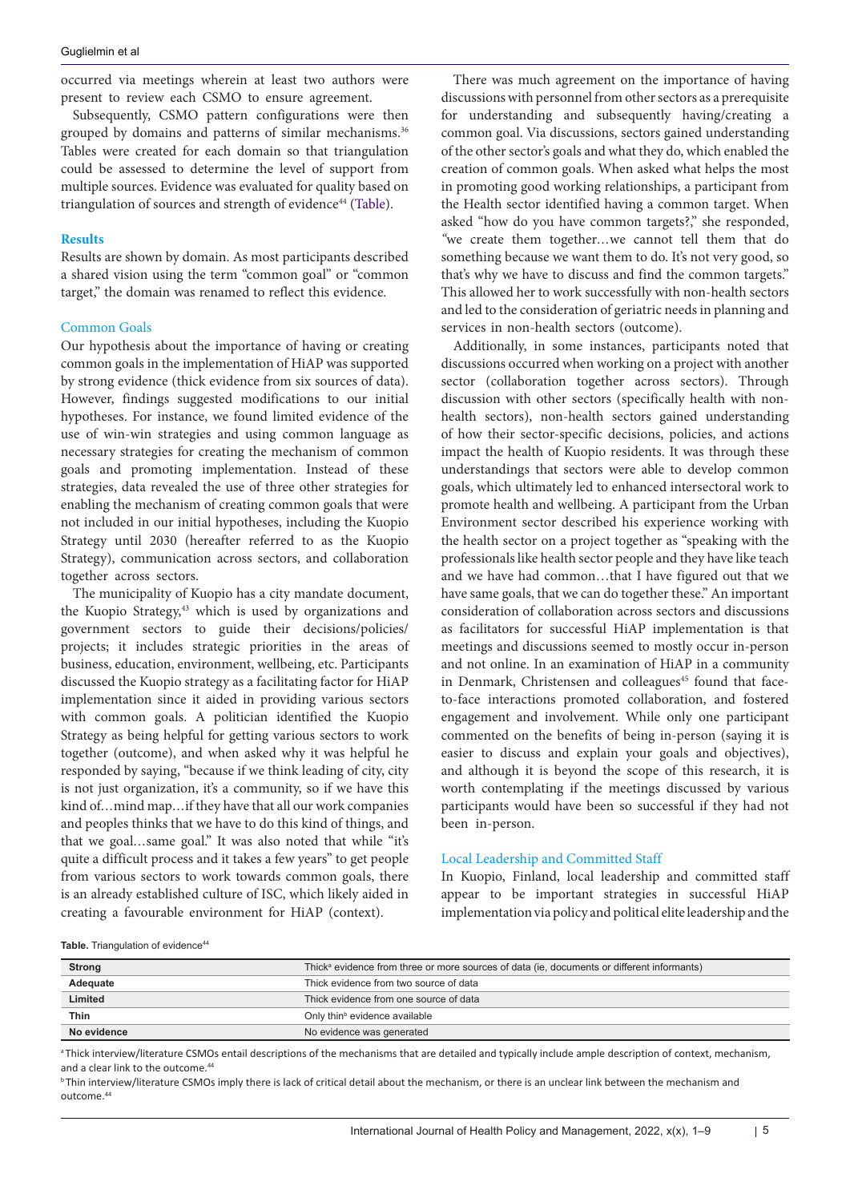occurred via meetings wherein at least two authors were present to review each CSMO to ensure agreement.

Subsequently, CSMO pattern configurations were then grouped by domains and patterns of similar mechanisms.[36] Tables were created for each domain so that triangulation could be assessed to determine the level of support from multiple sources. Evidence was evaluated for quality based on triangulation of sources and strength of evidence[44] (Table).

## Results

Results are shown by domain. As most participants described a shared vision using the term "common goal" or "common target," the domain was renamed to reflect this evidence.

### Common Goals

Our hypothesis about the importance of having or creating common goals in the implementation of HiAP was supported by strong evidence (thick evidence from six sources of data). However, findings suggested modifications to our initial hypotheses. For instance, we found limited evidence of the use of win-win strategies and using common language as necessary strategies for creating the mechanism of common goals and promoting implementation. Instead of these strategies, data revealed the use of three other strategies for enabling the mechanism of creating common goals that were not included in our initial hypotheses, including the Kuopio Strategy until 2030 (hereafter referred to as the Kuopio Strategy), communication across sectors, and collaboration together across sectors.

The municipality of Kuopio has a city mandate document, the Kuopio Strategy,[43] which is used by organizations and government sectors to guide their decisions/policies/projects; it includes strategic priorities in the areas of business, education, environment, wellbeing, etc. Participants discussed the Kuopio strategy as a facilitating factor for HiAP implementation since it aided in providing various sectors with common goals. A politician identified the Kuopio Strategy as being helpful for getting various sectors to work together (outcome), and when asked why it was helpful he responded by saying, "because if we think leading of city, city is not just organization, it's a community, so if we have this kind of…mind map…if they have that all our work companies and peoples thinks that we have to do this kind of things, and that we goal…same goal." It was also noted that while "it's quite a difficult process and it takes a few years" to get people from various sectors to work towards common goals, there is an already established culture of ISC, which likely aided in creating a favourable environment for HiAP (context).

There was much agreement on the importance of having discussions with personnel from other sectors as a prerequisite for understanding and subsequently having/creating a common goal. Via discussions, sectors gained understanding of the other sector's goals and what they do, which enabled the creation of common goals. When asked what helps the most in promoting good working relationships, a participant from the Health sector identified having a common target. When asked "how do you have common targets?," she responded, "we create them together…we cannot tell them that do something because we want them to do. It's not very good, so that's why we have to discuss and find the common targets." This allowed her to work successfully with non-health sectors and led to the consideration of geriatric needs in planning and services in non-health sectors (outcome).

Additionally, in some instances, participants noted that discussions occurred when working on a project with another sector (collaboration together across sectors). Through discussion with other sectors (specifically health with non-health sectors), non-health sectors gained understanding of how their sector-specific decisions, policies, and actions impact the health of Kuopio residents. It was through these understandings that sectors were able to develop common goals, which ultimately led to enhanced intersectoral work to promote health and wellbeing. A participant from the Urban Environment sector described his experience working with the health sector on a project together as "speaking with the professionals like health sector people and they have like teach and we have had common…that I have figured out that we have same goals, that we can do together these." An important consideration of collaboration across sectors and discussions as facilitators for successful HiAP implementation is that meetings and discussions seemed to mostly occur in-person and not online. In an examination of HiAP in a community in Denmark, Christensen and colleagues[45] found that face-to-face interactions promoted collaboration, and fostered engagement and involvement. While only one participant commented on the benefits of being in-person (saying it is easier to discuss and explain your goals and objectives), and although it is beyond the scope of this research, it is worth contemplating if the meetings discussed by various participants would have been so successful if they had not been in-person.

### Local Leadership and Committed Staff

In Kuopio, Finland, local leadership and committed staff appear to be important strategies in successful HiAP implementation via policy and political elite leadership and the

**Table.** Triangulation of evidence[44]

| | |
|---|---|
| **Strong** | Thick[a] evidence from three or more sources of data (ie, documents or different informants) |
| **Adequate** | Thick evidence from two source of data |
| **Limited** | Thick evidence from one source of data |
| **Thin** | Only thin[b] evidence available |
| **No evidence** | No evidence was generated |

[a] Thick interview/literature CSMOs entail descriptions of the mechanisms that are detailed and typically include ample description of context, mechanism, and a clear link to the outcome.[44]

[b] Thin interview/literature CSMOs imply there is lack of critical detail about the mechanism, or there is an unclear link between the mechanism and outcome.[44]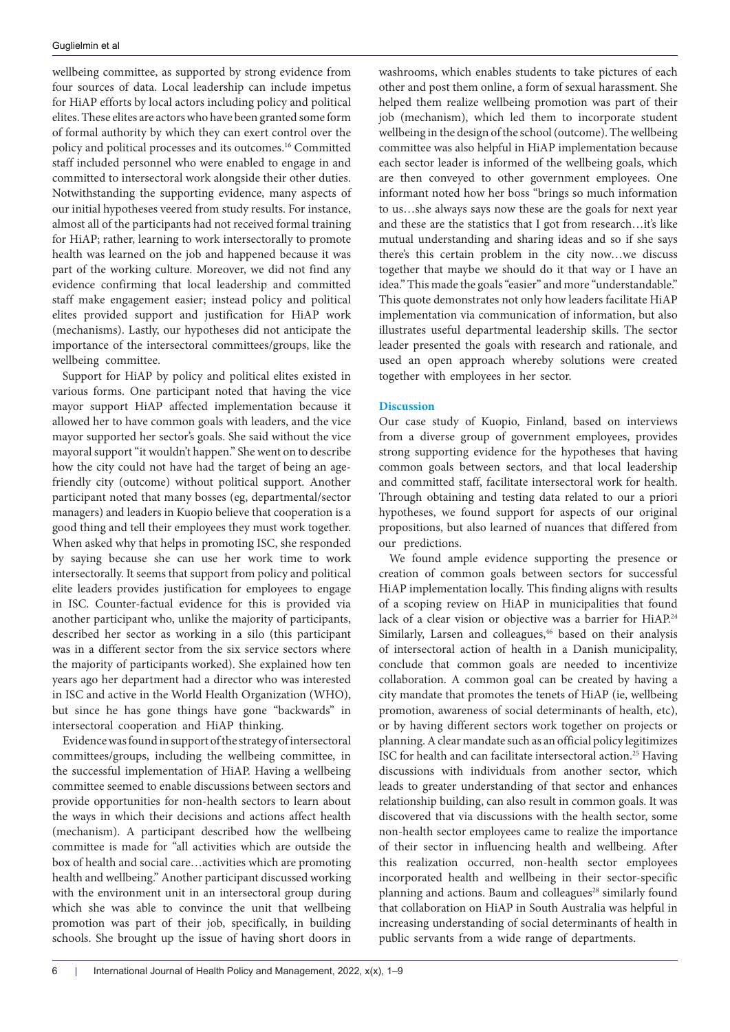wellbeing committee, as supported by strong evidence from four sources of data. Local leadership can include impetus for HiAP efforts by local actors including policy and political elites. These elites are actors who have been granted some form of formal authority by which they can exert control over the policy and political processes and its outcomes.[16] Committed staff included personnel who were enabled to engage in and committed to intersectoral work alongside their other duties. Notwithstanding the supporting evidence, many aspects of our initial hypotheses veered from study results. For instance, almost all of the participants had not received formal training for HiAP; rather, learning to work intersectorally to promote health was learned on the job and happened because it was part of the working culture. Moreover, we did not find any evidence confirming that local leadership and committed staff make engagement easier; instead policy and political elites provided support and justification for HiAP work (mechanisms). Lastly, our hypotheses did not anticipate the importance of the intersectoral committees/groups, like the wellbeing committee.

Support for HiAP by policy and political elites existed in various forms. One participant noted that having the vice mayor support HiAP affected implementation because it allowed her to have common goals with leaders, and the vice mayor supported her sector's goals. She said without the vice mayoral support "it wouldn't happen." She went on to describe how the city could not have had the target of being an age-friendly city (outcome) without political support. Another participant noted that many bosses (eg, departmental/sector managers) and leaders in Kuopio believe that cooperation is a good thing and tell their employees they must work together. When asked why that helps in promoting ISC, she responded by saying because she can use her work time to work intersectorally. It seems that support from policy and political elite leaders provides justification for employees to engage in ISC. Counter-factual evidence for this is provided via another participant who, unlike the majority of participants, described her sector as working in a silo (this participant was in a different sector from the six service sectors where the majority of participants worked). She explained how ten years ago her department had a director who was interested in ISC and active in the World Health Organization (WHO), but since he has gone things have gone "backwards" in intersectoral cooperation and HiAP thinking.

Evidence was found in support of the strategy of intersectoral committees/groups, including the wellbeing committee, in the successful implementation of HiAP. Having a wellbeing committee seemed to enable discussions between sectors and provide opportunities for non-health sectors to learn about the ways in which their decisions and actions affect health (mechanism). A participant described how the wellbeing committee is made for "all activities which are outside the box of health and social care…activities which are promoting health and wellbeing." Another participant discussed working with the environment unit in an intersectoral group during which she was able to convince the unit that wellbeing promotion was part of their job, specifically, in building schools. She brought up the issue of having short doors in washrooms, which enables students to take pictures of each other and post them online, a form of sexual harassment. She helped them realize wellbeing promotion was part of their job (mechanism), which led them to incorporate student wellbeing in the design of the school (outcome). The wellbeing committee was also helpful in HiAP implementation because each sector leader is informed of the wellbeing goals, which are then conveyed to other government employees. One informant noted how her boss "brings so much information to us…she always says now these are the goals for next year and these are the statistics that I got from research…it's like mutual understanding and sharing ideas and so if she says there's this certain problem in the city now…we discuss together that maybe we should do it that way or I have an idea." This made the goals "easier" and more "understandable." This quote demonstrates not only how leaders facilitate HiAP implementation via communication of information, but also illustrates useful departmental leadership skills. The sector leader presented the goals with research and rationale, and used an open approach whereby solutions were created together with employees in her sector.

## Discussion

Our case study of Kuopio, Finland, based on interviews from a diverse group of government employees, provides strong supporting evidence for the hypotheses that having common goals between sectors, and that local leadership and committed staff, facilitate intersectoral work for health. Through obtaining and testing data related to our a priori hypotheses, we found support for aspects of our original propositions, but also learned of nuances that differed from our predictions.

We found ample evidence supporting the presence or creation of common goals between sectors for successful HiAP implementation locally. This finding aligns with results of a scoping review on HiAP in municipalities that found lack of a clear vision or objective was a barrier for HiAP.[24] Similarly, Larsen and colleagues,[46] based on their analysis of intersectoral action of health in a Danish municipality, conclude that common goals are needed to incentivize collaboration. A common goal can be created by having a city mandate that promotes the tenets of HiAP (ie, wellbeing promotion, awareness of social determinants of health, etc), or by having different sectors work together on projects or planning. A clear mandate such as an official policy legitimizes ISC for health and can facilitate intersectoral action.[25] Having discussions with individuals from another sector, which leads to greater understanding of that sector and enhances relationship building, can also result in common goals. It was discovered that via discussions with the health sector, some non-health sector employees came to realize the importance of their sector in influencing health and wellbeing. After this realization occurred, non-health sector employees incorporated health and wellbeing in their sector-specific planning and actions. Baum and colleagues[28] similarly found that collaboration on HiAP in South Australia was helpful in increasing understanding of social determinants of health in public servants from a wide range of departments.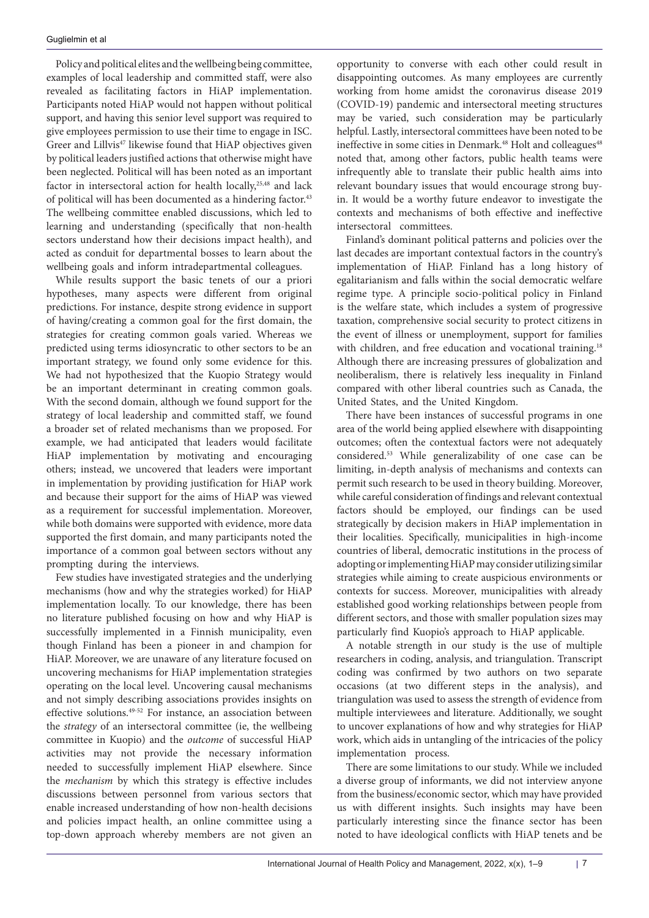Policy and political elites and the wellbeing being committee, examples of local leadership and committed staff, were also revealed as facilitating factors in HiAP implementation. Participants noted HiAP would not happen without political support, and having this senior level support was required to give employees permission to use their time to engage in ISC. Greer and Lillvis[47] likewise found that HiAP objectives given by political leaders justified actions that otherwise might have been neglected. Political will has been noted as an important factor in intersectoral action for health locally,[25,48] and lack of political will has been documented as a hindering factor.[43] The wellbeing committee enabled discussions, which led to learning and understanding (specifically that non-health sectors understand how their decisions impact health), and acted as conduit for departmental bosses to learn about the wellbeing goals and inform intradepartmental colleagues.

While results support the basic tenets of our a priori hypotheses, many aspects were different from original predictions. For instance, despite strong evidence in support of having/creating a common goal for the first domain, the strategies for creating common goals varied. Whereas we predicted using terms idiosyncratic to other sectors to be an important strategy, we found only some evidence for this. We had not hypothesized that the Kuopio Strategy would be an important determinant in creating common goals. With the second domain, although we found support for the strategy of local leadership and committed staff, we found a broader set of related mechanisms than we proposed. For example, we had anticipated that leaders would facilitate HiAP implementation by motivating and encouraging others; instead, we uncovered that leaders were important in implementation by providing justification for HiAP work and because their support for the aims of HiAP was viewed as a requirement for successful implementation. Moreover, while both domains were supported with evidence, more data supported the first domain, and many participants noted the importance of a common goal between sectors without any prompting during the interviews.

Few studies have investigated strategies and the underlying mechanisms (how and why the strategies worked) for HiAP implementation locally. To our knowledge, there has been no literature published focusing on how and why HiAP is successfully implemented in a Finnish municipality, even though Finland has been a pioneer in and champion for HiAP. Moreover, we are unaware of any literature focused on uncovering mechanisms for HiAP implementation strategies operating on the local level. Uncovering causal mechanisms and not simply describing associations provides insights on effective solutions.[49-52] For instance, an association between the *strategy* of an intersectoral committee (ie, the wellbeing committee in Kuopio) and the *outcome* of successful HiAP activities may not provide the necessary information needed to successfully implement HiAP elsewhere. Since the *mechanism* by which this strategy is effective includes discussions between personnel from various sectors that enable increased understanding of how non-health decisions and policies impact health, an online committee using a top-down approach whereby members are not given an opportunity to converse with each other could result in disappointing outcomes. As many employees are currently working from home amidst the coronavirus disease 2019 (COVID-19) pandemic and intersectoral meeting structures may be varied, such consideration may be particularly helpful. Lastly, intersectoral committees have been noted to be ineffective in some cities in Denmark.[48] Holt and colleagues[48] noted that, among other factors, public health teams were infrequently able to translate their public health aims into relevant boundary issues that would encourage strong buy-in. It would be a worthy future endeavor to investigate the contexts and mechanisms of both effective and ineffective intersectoral committees.

Finland's dominant political patterns and policies over the last decades are important contextual factors in the country's implementation of HiAP. Finland has a long history of egalitarianism and falls within the social democratic welfare regime type. A principle socio-political policy in Finland is the welfare state, which includes a system of progressive taxation, comprehensive social security to protect citizens in the event of illness or unemployment, support for families with children, and free education and vocational training.[18] Although there are increasing pressures of globalization and neoliberalism, there is relatively less inequality in Finland compared with other liberal countries such as Canada, the United States, and the United Kingdom.

There have been instances of successful programs in one area of the world being applied elsewhere with disappointing outcomes; often the contextual factors were not adequately considered.[53] While generalizability of one case can be limiting, in-depth analysis of mechanisms and contexts can permit such research to be used in theory building. Moreover, while careful consideration of findings and relevant contextual factors should be employed, our findings can be used strategically by decision makers in HiAP implementation in their localities. Specifically, municipalities in high-income countries of liberal, democratic institutions in the process of adopting or implementing HiAP may consider utilizing similar strategies while aiming to create auspicious environments or contexts for success. Moreover, municipalities with already established good working relationships between people from different sectors, and those with smaller population sizes may particularly find Kuopio's approach to HiAP applicable.

A notable strength in our study is the use of multiple researchers in coding, analysis, and triangulation. Transcript coding was confirmed by two authors on two separate occasions (at two different steps in the analysis), and triangulation was used to assess the strength of evidence from multiple interviewees and literature. Additionally, we sought to uncover explanations of how and why strategies for HiAP work, which aids in untangling of the intricacies of the policy implementation process.

There are some limitations to our study. While we included a diverse group of informants, we did not interview anyone from the business/economic sector, which may have provided us with different insights. Such insights may have been particularly interesting since the finance sector has been noted to have ideological conflicts with HiAP tenets and be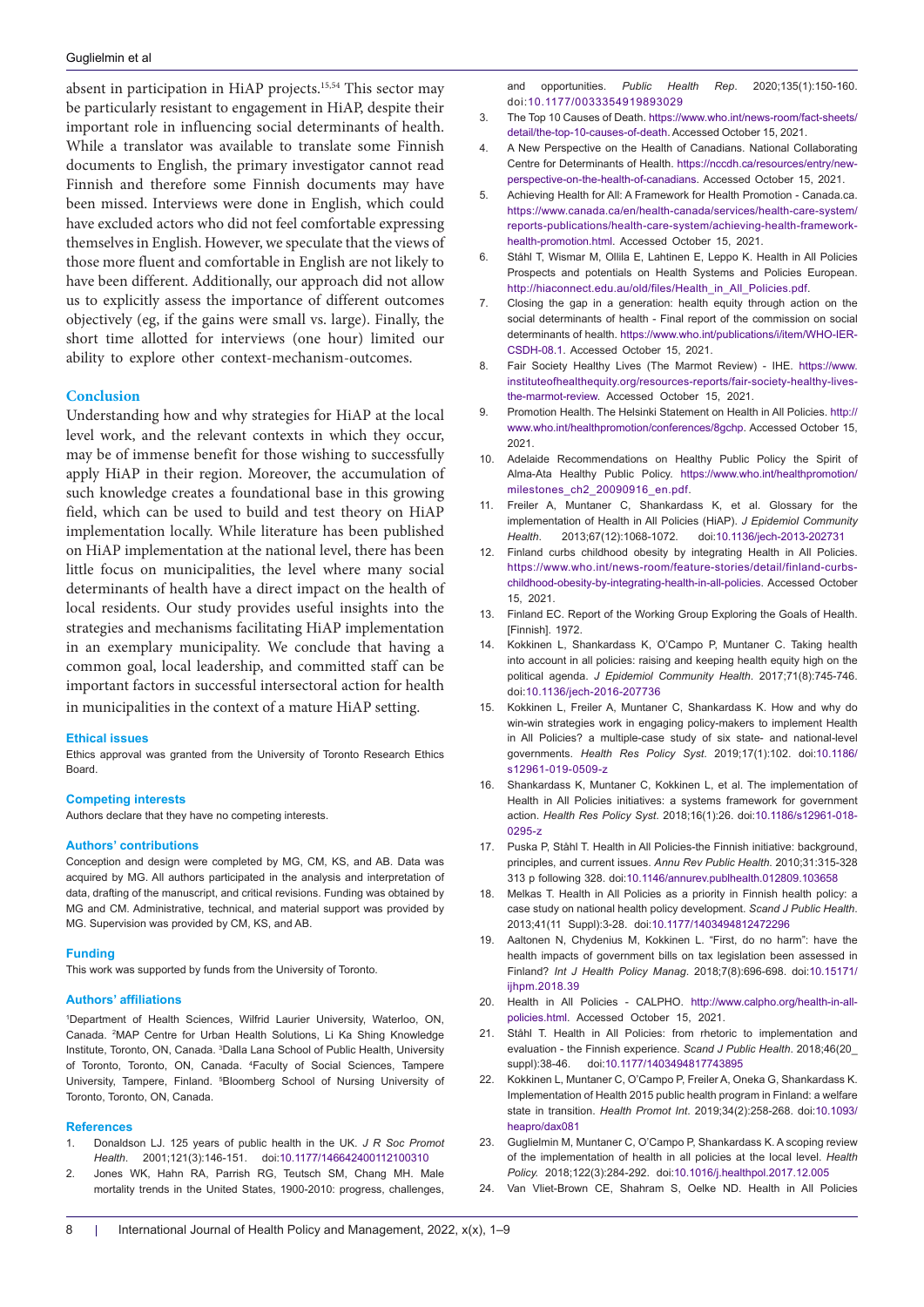absent in participation in HiAP projects.[15,54] This sector may be particularly resistant to engagement in HiAP, despite their important role in influencing social determinants of health. While a translator was available to translate some Finnish documents to English, the primary investigator cannot read Finnish and therefore some Finnish documents may have been missed. Interviews were done in English, which could have excluded actors who did not feel comfortable expressing themselves in English. However, we speculate that the views of those more fluent and comfortable in English are not likely to have been different. Additionally, our approach did not allow us to explicitly assess the importance of different outcomes objectively (eg, if the gains were small vs. large). Finally, the short time allotted for interviews (one hour) limited our ability to explore other context-mechanism-outcomes.

## Conclusion

Understanding how and why strategies for HiAP at the local level work, and the relevant contexts in which they occur, may be of immense benefit for those wishing to successfully apply HiAP in their region. Moreover, the accumulation of such knowledge creates a foundational base in this growing field, which can be used to build and test theory on HiAP implementation locally. While literature has been published on HiAP implementation at the national level, there has been little focus on municipalities, the level where many social determinants of health have a direct impact on the health of local residents. Our study provides useful insights into the strategies and mechanisms facilitating HiAP implementation in an exemplary municipality. We conclude that having a common goal, local leadership, and committed staff can be important factors in successful intersectoral action for health in municipalities in the context of a mature HiAP setting.

### Ethical issues

Ethics approval was granted from the University of Toronto Research Ethics Board.

### Competing interests

Authors declare that they have no competing interests.

### Authors' contributions

Conception and design were completed by MG, CM, KS, and AB. Data was acquired by MG. All authors participated in the analysis and interpretation of data, drafting of the manuscript, and critical revisions. Funding was obtained by MG and CM. Administrative, technical, and material support was provided by MG. Supervision was provided by CM, KS, and AB.

### Funding

This work was supported by funds from the University of Toronto.

### Authors' affiliations

[1]Department of Health Sciences, Wilfrid Laurier University, Waterloo, ON, Canada. [2]MAP Centre for Urban Health Solutions, Li Ka Shing Knowledge Institute, Toronto, ON, Canada. [3]Dalla Lana School of Public Health, University of Toronto, Toronto, ON, Canada. [4]Faculty of Social Sciences, Tampere University, Tampere, Finland. [5]Bloomberg School of Nursing University of Toronto, Toronto, ON, Canada.

### References

1. Donaldson LJ. 125 years of public health in the UK. *J R Soc Promot Health*. 2001;121(3):146-151. doi:10.1177/146642400112100310
2. Jones WK, Hahn RA, Parrish RG, Teutsch SM, Chang MH. Male mortality trends in the United States, 1900-2010: progress, challenges, and opportunities. *Public Health Rep*. 2020;135(1):150-160. doi:10.1177/0033354919893029
3. The Top 10 Causes of Death. https://www.who.int/news-room/fact-sheets/detail/the-top-10-causes-of-death. Accessed October 15, 2021.
4. A New Perspective on the Health of Canadians. National Collaborating Centre for Determinants of Health. https://nccdh.ca/resources/entry/new-perspective-on-the-health-of-canadians. Accessed October 15, 2021.
5. Achieving Health for All: A Framework for Health Promotion - Canada.ca. https://www.canada.ca/en/health-canada/services/health-care-system/reports-publications/health-care-system/achieving-health-framework-health-promotion.html. Accessed October 15, 2021.
6. Ståhl T, Wismar M, Ollila E, Lahtinen E, Leppo K. Health in All Policies Prospects and potentials on Health Systems and Policies European. http://hiaconnect.edu.au/old/files/Health_in_All_Policies.pdf.
7. Closing the gap in a generation: health equity through action on the social determinants of health - Final report of the commission on social determinants of health. https://www.who.int/publications/i/item/WHO-IER-CSDH-08.1. Accessed October 15, 2021.
8. Fair Society Healthy Lives (The Marmot Review) - IHE. https://www.instituteofhealthequity.org/resources-reports/fair-society-healthy-lives-the-marmot-review. Accessed October 15, 2021.
9. Promotion Health. The Helsinki Statement on Health in All Policies. http://www.who.int/healthpromotion/conferences/8gchp. Accessed October 15, 2021.
10. Adelaide Recommendations on Healthy Public Policy the Spirit of Alma-Ata Healthy Public Policy. https://www.who.int/healthpromotion/milestones_ch2_20090916_en.pdf.
11. Freiler A, Muntaner C, Shankardass K, et al. Glossary for the implementation of Health in All Policies (HiAP). *J Epidemiol Community Health*. 2013;67(12):1068-1072. doi:10.1136/jech-2013-202731
12. Finland curbs childhood obesity by integrating Health in All Policies. https://www.who.int/news-room/feature-stories/detail/finland-curbs-childhood-obesity-by-integrating-health-in-all-policies. Accessed October 15, 2021.
13. Finland EC. Report of the Working Group Exploring the Goals of Health. [Finnish]. 1972.
14. Kokkinen L, Shankardass K, O'Campo P, Muntaner C. Taking health into account in all policies: raising and keeping health equity high on the political agenda. *J Epidemiol Community Health*. 2017;71(8):745-746. doi:10.1136/jech-2016-207736
15. Kokkinen L, Freiler A, Muntaner C, Shankardass K. How and why do win-win strategies work in engaging policy-makers to implement Health in All Policies? a multiple-case study of six state- and national-level governments. *Health Res Policy Syst*. 2019;17(1):102. doi:10.1186/s12961-019-0509-z
16. Shankardass K, Muntaner C, Kokkinen L, et al. The implementation of Health in All Policies initiatives: a systems framework for government action. *Health Res Policy Syst*. 2018;16(1):26. doi:10.1186/s12961-018-0295-z
17. Puska P, Ståhl T. Health in All Policies-the Finnish initiative: background, principles, and current issues. *Annu Rev Public Health*. 2010;31:315-328 313 p following 328. doi:10.1146/annurev.publhealth.012809.103658
18. Melkas T. Health in All Policies as a priority in Finnish health policy: a case study on national health policy development. *Scand J Public Health*. 2013;41(11 Suppl):3-28. doi:10.1177/1403494812472296
19. Aaltonen N, Chydenius M, Kokkinen L. "First, do no harm": have the health impacts of government bills on tax legislation been assessed in Finland? *Int J Health Policy Manag*. 2018;7(8):696-698. doi:10.15171/ijhpm.2018.39
20. Health in All Policies - CALPHO. http://www.calpho.org/health-in-all-policies.html. Accessed October 15, 2021.
21. Ståhl T. Health in All Policies: from rhetoric to implementation and evaluation - the Finnish experience. *Scand J Public Health*. 2018;46(20_suppl):38-46. doi:10.1177/1403494817743895
22. Kokkinen L, Muntaner C, O'Campo P, Freiler A, Oneka G, Shankardass K. Implementation of Health 2015 public health program in Finland: a welfare state in transition. *Health Promot Int*. 2019;34(2):258-268. doi:10.1093/heapro/dax081
23. Guglielmin M, Muntaner C, O'Campo P, Shankardass K. A scoping review of the implementation of health in all policies at the local level. *Health Policy*. 2018;122(3):284-292. doi:10.1016/j.healthpol.2017.12.005
24. Van Vliet-Brown CE, Shahram S, Oelke ND. Health in All Policies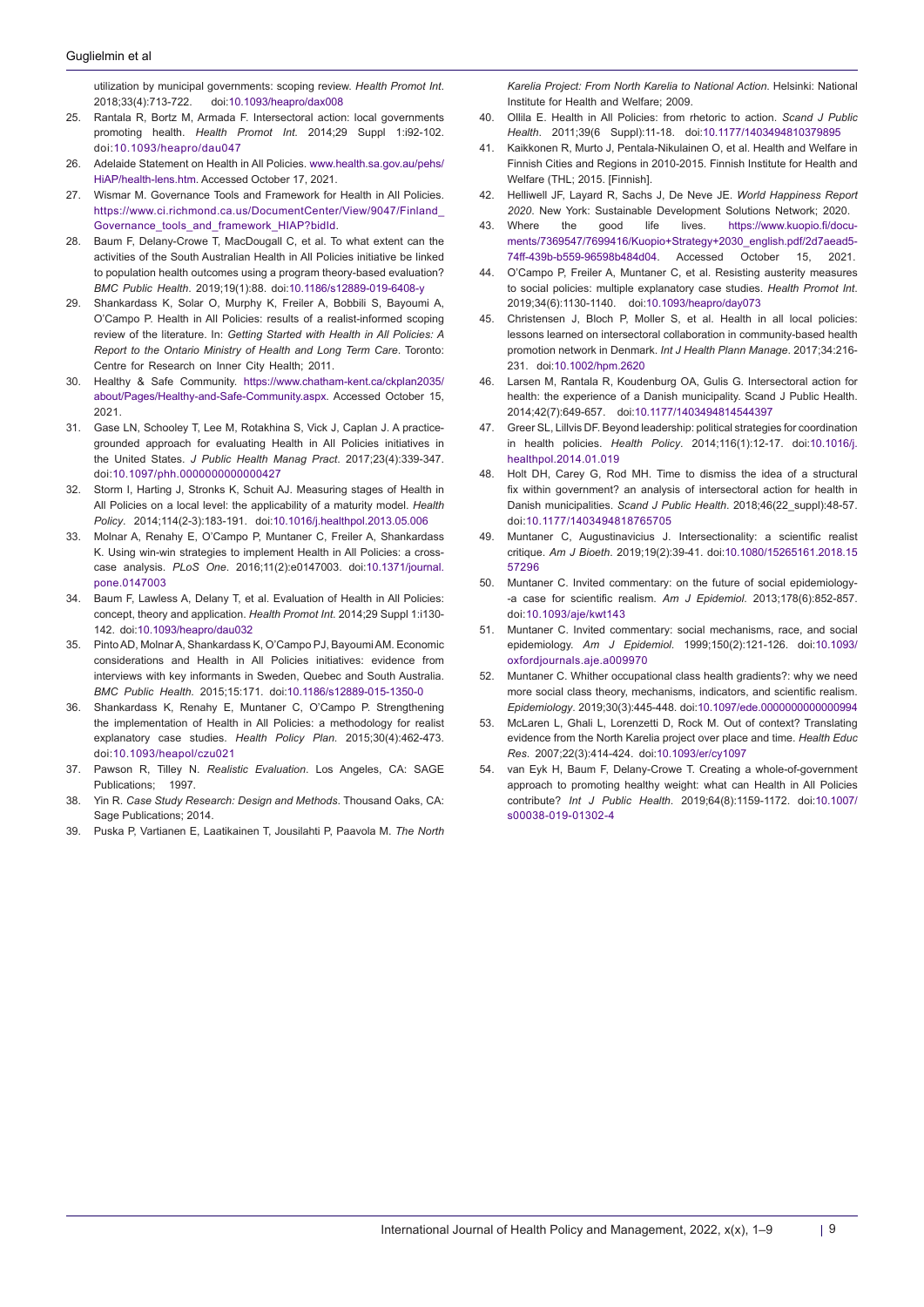utilization by municipal governments: scoping review. *Health Promot Int*. 2018;33(4):713-722. doi:10.1093/heapro/dax008

25. Rantala R, Bortz M, Armada F. Intersectoral action: local governments promoting health. *Health Promot Int*. 2014;29 Suppl 1:i92-102. doi:10.1093/heapro/dau047
26. Adelaide Statement on Health in All Policies. www.health.sa.gov.au/pehs/HiAP/health-lens.htm. Accessed October 17, 2021.
27. Wismar M. Governance Tools and Framework for Health in All Policies. https://www.ci.richmond.ca.us/DocumentCenter/View/9047/Finland_Governance_tools_and_framework_HIAP?bidId.
28. Baum F, Delany-Crowe T, MacDougall C, et al. To what extent can the activities of the South Australian Health in All Policies initiative be linked to population health outcomes using a program theory-based evaluation? *BMC Public Health*. 2019;19(1):88. doi:10.1186/s12889-019-6408-y
29. Shankardass K, Solar O, Murphy K, Freiler A, Bobbili S, Bayoumi A, O'Campo P. Health in All Policies: results of a realist-informed scoping review of the literature. In: *Getting Started with Health in All Policies: A Report to the Ontario Ministry of Health and Long Term Care*. Toronto: Centre for Research on Inner City Health; 2011.
30. Healthy & Safe Community. https://www.chatham-kent.ca/ckplan2035/about/Pages/Healthy-and-Safe-Community.aspx. Accessed October 15, 2021.
31. Gase LN, Schooley T, Lee M, Rotakhina S, Vick J, Caplan J. A practice-grounded approach for evaluating Health in All Policies initiatives in the United States. *J Public Health Manag Pract*. 2017;23(4):339-347. doi:10.1097/phh.0000000000000427
32. Storm I, Harting J, Stronks K, Schuit AJ. Measuring stages of Health in All Policies on a local level: the applicability of a maturity model. *Health Policy*. 2014;114(2-3):183-191. doi:10.1016/j.healthpol.2013.05.006
33. Molnar A, Renahy E, O'Campo P, Muntaner C, Freiler A, Shankardass K. Using win-win strategies to implement Health in All Policies: a cross-case analysis. *PLoS One*. 2016;11(2):e0147003. doi:10.1371/journal.pone.0147003
34. Baum F, Lawless A, Delany T, et al. Evaluation of Health in All Policies: concept, theory and application. *Health Promot Int*. 2014;29 Suppl 1:i130-142. doi:10.1093/heapro/dau032
35. Pinto AD, Molnar A, Shankardass K, O'Campo PJ, Bayoumi AM. Economic considerations and Health in All Policies initiatives: evidence from interviews with key informants in Sweden, Quebec and South Australia. *BMC Public Health*. 2015;15:171. doi:10.1186/s12889-015-1350-0
36. Shankardass K, Renahy E, Muntaner C, O'Campo P. Strengthening the implementation of Health in All Policies: a methodology for realist explanatory case studies. *Health Policy Plan*. 2015;30(4):462-473. doi:10.1093/heapol/czu021
37. Pawson R, Tilley N. *Realistic Evaluation*. Los Angeles, CA: SAGE Publications; 1997.
38. Yin R. *Case Study Research: Design and Methods*. Thousand Oaks, CA: Sage Publications; 2014.
39. Puska P, Vartiainen E, Laatikainen T, Jousilahti P, Paavola M. *The North Karelia Project: From North Karelia to National Action*. Helsinki: National Institute for Health and Welfare; 2009.
40. Ollila E. Health in All Policies: from rhetoric to action. *Scand J Public Health*. 2011;39(6 Suppl):11-18. doi:10.1177/1403494810379895
41. Kaikkonen R, Murto J, Pentala-Nikulainen O, et al. Health and Welfare in Finnish Cities and Regions in 2010-2015. Finnish Institute for Health and Welfare (THL; 2015. [Finnish].
42. Helliwell JF, Layard R, Sachs J, De Neve JE. *World Happiness Report 2020*. New York: Sustainable Development Solutions Network; 2020.
43. Where the good life lives. https://www.kuopio.fi/documents/7369547/7699416/Kuopio+Strategy+2030_english.pdf/2d7aead5-74ff-439b-b559-96598b484d04. Accessed October 15, 2021.
44. O'Campo P, Freiler A, Muntaner C, et al. Resisting austerity measures to social policies: multiple explanatory case studies. *Health Promot Int*. 2019;34(6):1130-1140. doi:10.1093/heapro/day073
45. Christensen J, Bloch P, Moller S, et al. Health in all local policies: lessons learned on intersectoral collaboration in community-based health promotion network in Denmark. *Int J Health Plann Manage*. 2017;34:216-231. doi:10.1002/hpm.2620
46. Larsen M, Rantala R, Koudenburg OA, Gulis G. Intersectoral action for health: the experience of a Danish municipality. Scand J Public Health. 2014;42(7):649-657. doi:10.1177/1403494814544397
47. Greer SL, Lillvis DF. Beyond leadership: political strategies for coordination in health policies. *Health Policy*. 2014;116(1):12-17. doi:10.1016/j.healthpol.2014.01.019
48. Holt DH, Carey G, Rod MH. Time to dismiss the idea of a structural fix within government? an analysis of intersectoral action for health in Danish municipalities. *Scand J Public Health*. 2018;46(22_suppl):48-57. doi:10.1177/1403494818765705
49. Muntaner C, Augustinavicius J. Intersectionality: a scientific realist critique. *Am J Bioeth*. 2019;19(2):39-41. doi:10.1080/15265161.2018.1557296
50. Muntaner C. Invited commentary: on the future of social epidemiology--a case for scientific realism. *Am J Epidemiol*. 2013;178(6):852-857. doi:10.1093/aje/kwt143
51. Muntaner C. Invited commentary: social mechanisms, race, and social epidemiology. *Am J Epidemiol*. 1999;150(2):121-126. doi:10.1093/oxfordjournals.aje.a009970
52. Muntaner C. Whither occupational class health gradients?: why we need more social class theory, mechanisms, indicators, and scientific realism. *Epidemiology*. 2019;30(3):445-448. doi:10.1097/ede.0000000000000994
53. McLaren L, Ghali L, Lorenzetti D, Rock M. Out of context? Translating evidence from the North Karelia project over place and time. *Health Educ Res*. 2007;22(3):414-424. doi:10.1093/er/cy1097
54. van Eyk H, Baum F, Delany-Crowe T. Creating a whole-of-government approach to promoting healthy weight: what can Health in All Policies contribute? *Int J Public Health*. 2019;64(8):1159-1172. doi:10.1007/s00038-019-01302-4